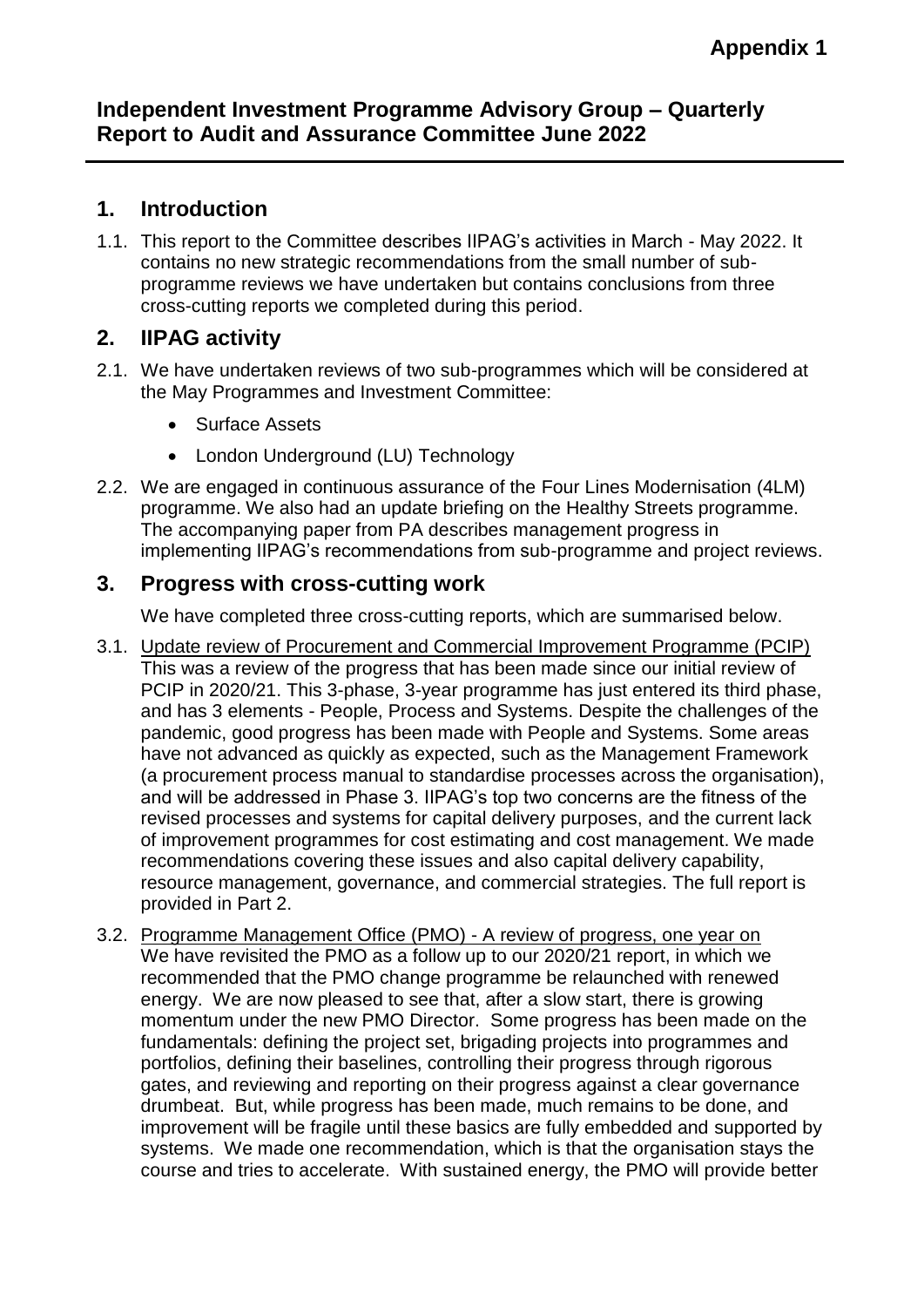**Appendix 1**

# Independent Investment Programme Advisory Group – Quarterly Report to Audit and Assurance Committee June 2022

## 1. Introduction

1.1. This report to the Committee describes IIPAG's activities in March - May 2022. It contains no new strategic recommendations from the small number of sub-programme reviews we have undertaken but contains conclusions from three cross-cutting reports we completed during this period.

## 2. IIPAG activity

2.1. We have undertaken reviews of two sub-programmes which will be considered at the May Programmes and Investment Committee:

- Surface Assets
- London Underground (LU) Technology

2.2. We are engaged in continuous assurance of the Four Lines Modernisation (4LM) programme. We also had an update briefing on the Healthy Streets programme. The accompanying paper from PA describes management progress in implementing IIPAG's recommendations from sub-programme and project reviews.

## 3. Progress with cross-cutting work

We have completed three cross-cutting reports, which are summarised below.

3.1. Update review of Procurement and Commercial Improvement Programme (PCIP)
This was a review of the progress that has been made since our initial review of PCIP in 2020/21. This 3-phase, 3-year programme has just entered its third phase, and has 3 elements - People, Process and Systems. Despite the challenges of the pandemic, good progress has been made with People and Systems. Some areas have not advanced as quickly as expected, such as the Management Framework (a procurement process manual to standardise processes across the organisation), and will be addressed in Phase 3. IIPAG's top two concerns are the fitness of the revised processes and systems for capital delivery purposes, and the current lack of improvement programmes for cost estimating and cost management. We made recommendations covering these issues and also capital delivery capability, resource management, governance, and commercial strategies. The full report is provided in Part 2.

3.2. Programme Management Office (PMO) - A review of progress, one year on
We have revisited the PMO as a follow up to our 2020/21 report, in which we recommended that the PMO change programme be relaunched with renewed energy. We are now pleased to see that, after a slow start, there is growing momentum under the new PMO Director. Some progress has been made on the fundamentals: defining the project set, brigading projects into programmes and portfolios, defining their baselines, controlling their progress through rigorous gates, and reviewing and reporting on their progress against a clear governance drumbeat. But, while progress has been made, much remains to be done, and improvement will be fragile until these basics are fully embedded and supported by systems. We made one recommendation, which is that the organisation stays the course and tries to accelerate. With sustained energy, the PMO will provide better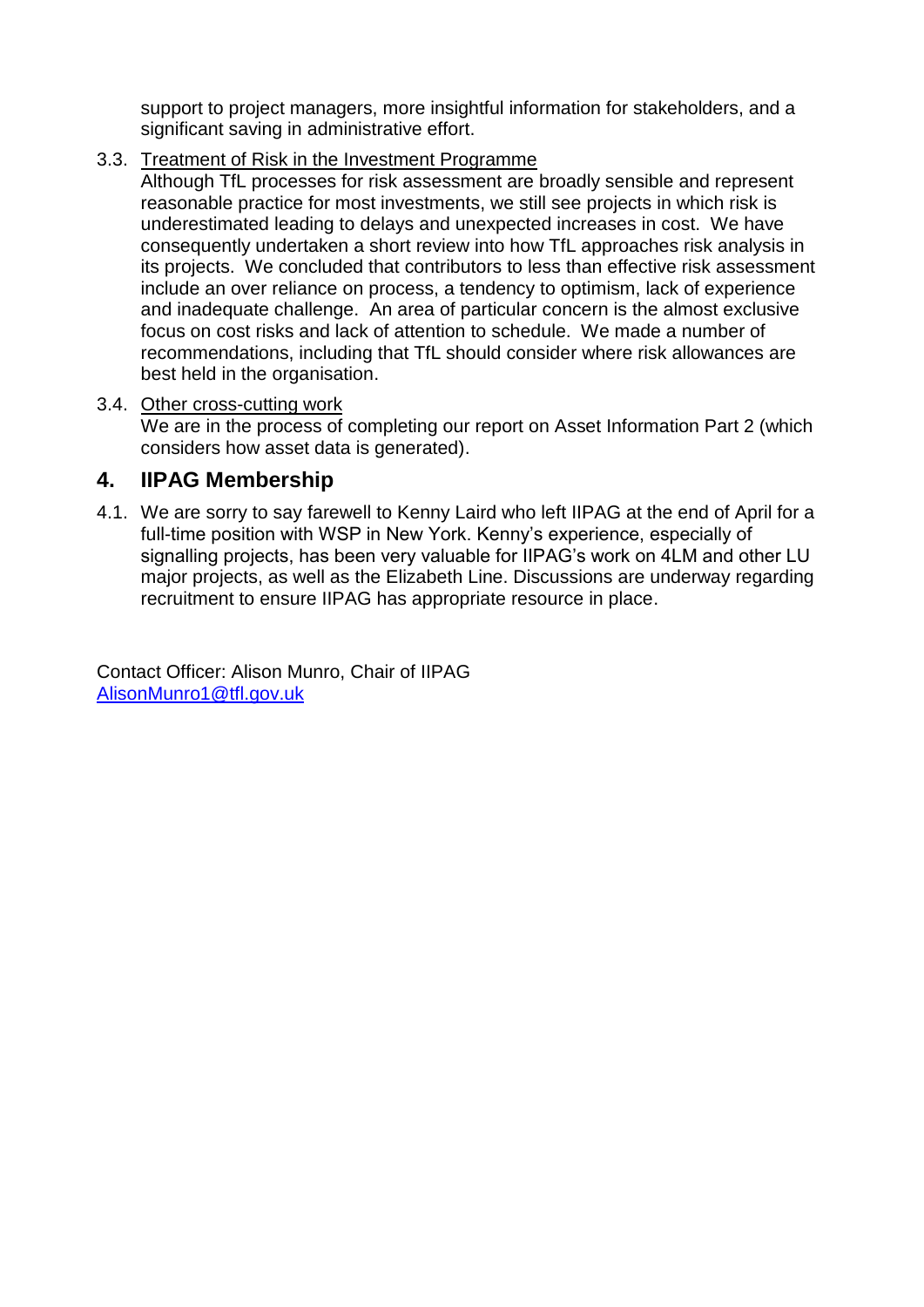support to project managers, more insightful information for stakeholders, and a significant saving in administrative effort.

3.3. Treatment of Risk in the Investment Programme
Although TfL processes for risk assessment are broadly sensible and represent reasonable practice for most investments, we still see projects in which risk is underestimated leading to delays and unexpected increases in cost. We have consequently undertaken a short review into how TfL approaches risk analysis in its projects. We concluded that contributors to less than effective risk assessment include an over reliance on process, a tendency to optimism, lack of experience and inadequate challenge. An area of particular concern is the almost exclusive focus on cost risks and lack of attention to schedule. We made a number of recommendations, including that TfL should consider where risk allowances are best held in the organisation.

3.4. Other cross-cutting work
We are in the process of completing our report on Asset Information Part 2 (which considers how asset data is generated).

## 4. IIPAG Membership

4.1. We are sorry to say farewell to Kenny Laird who left IIPAG at the end of April for a full-time position with WSP in New York. Kenny's experience, especially of signalling projects, has been very valuable for IIPAG's work on 4LM and other LU major projects, as well as the Elizabeth Line. Discussions are underway regarding recruitment to ensure IIPAG has appropriate resource in place.

Contact Officer: Alison Munro, Chair of IIPAG
AlisonMunro1@tfl.gov.uk